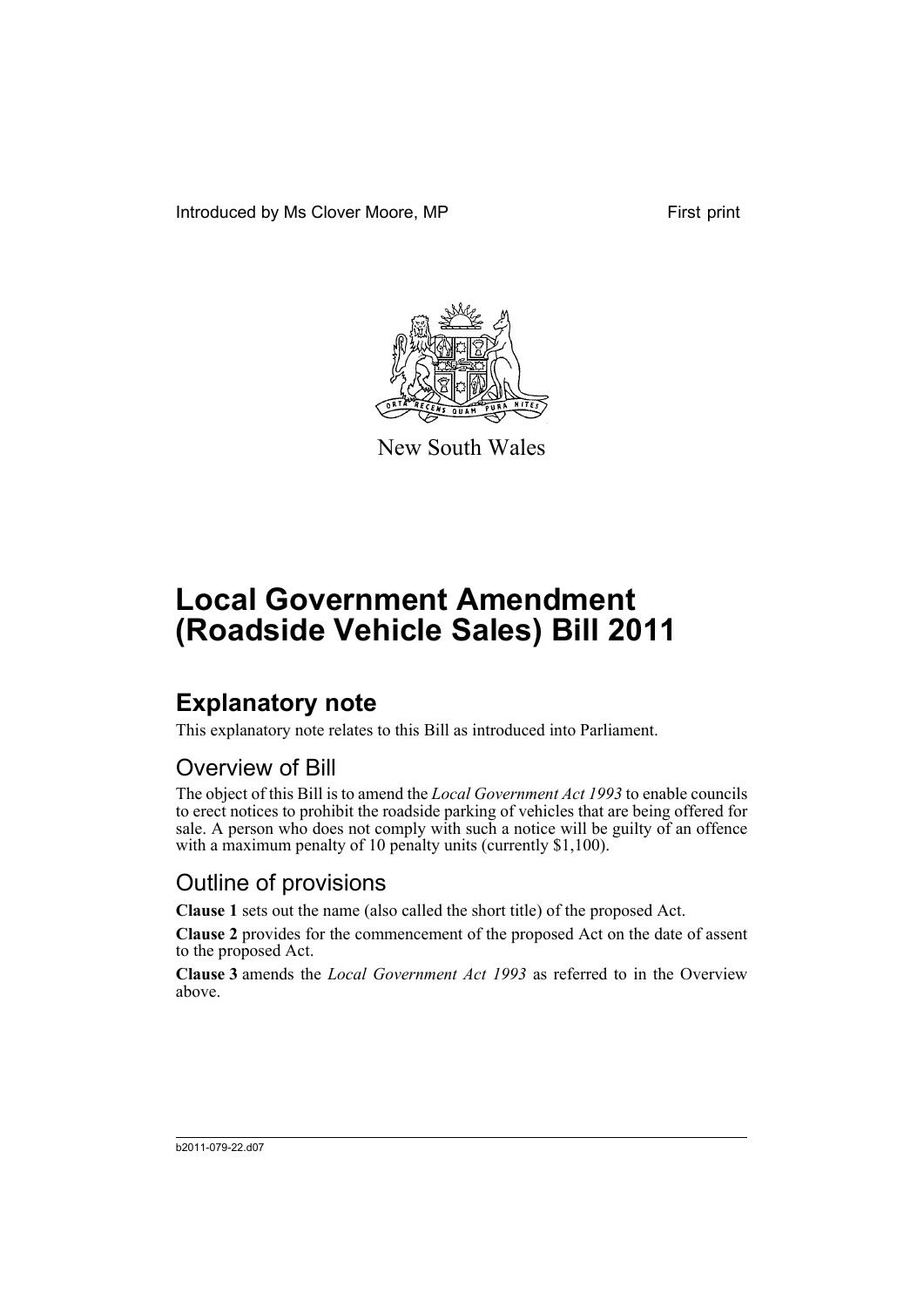Introduced by Ms Clover Moore, MP First print

New South Wales

# Local Government Amendment (Roadside Vehicle Sales) Bill 2011

## Explanatory note

This explanatory note relates to this Bill as introduced into Parliament.

### Overview of Bill

The object of this Bill is to amend the *Local Government Act 1993* to enable councils to erect notices to prohibit the roadside parking of vehicles that are being offered for sale. A person who does not comply with such a notice will be guilty of an offence with a maximum penalty of 10 penalty units (currently $1,100).

### Outline of provisions

**Clause 1** sets out the name (also called the short title) of the proposed Act.

**Clause 2** provides for the commencement of the proposed Act on the date of assent to the proposed Act.

**Clause 3** amends the *Local Government Act 1993* as referred to in the Overview above.

b2011-079-22.d07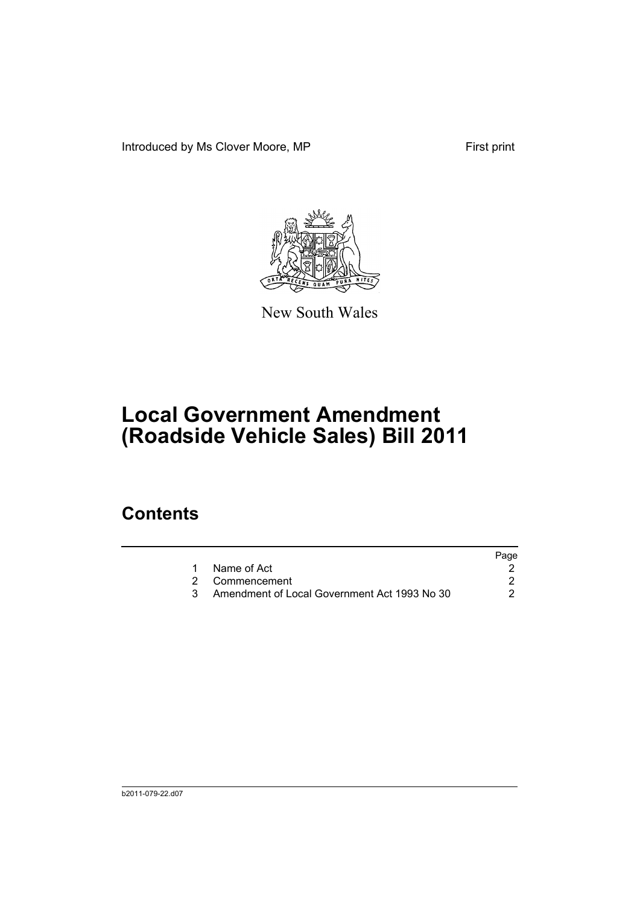Introduced by Ms Clover Moore, MP First print

New South Wales

# Local Government Amendment (Roadside Vehicle Sales) Bill 2011

## Contents

| | | Page |
|---|---|---|
| 1 | Name of Act | 2 |
| 2 | Commencement | 2 |
| 3 | Amendment of Local Government Act 1993 No 30 | 2 |

b2011-079-22.d07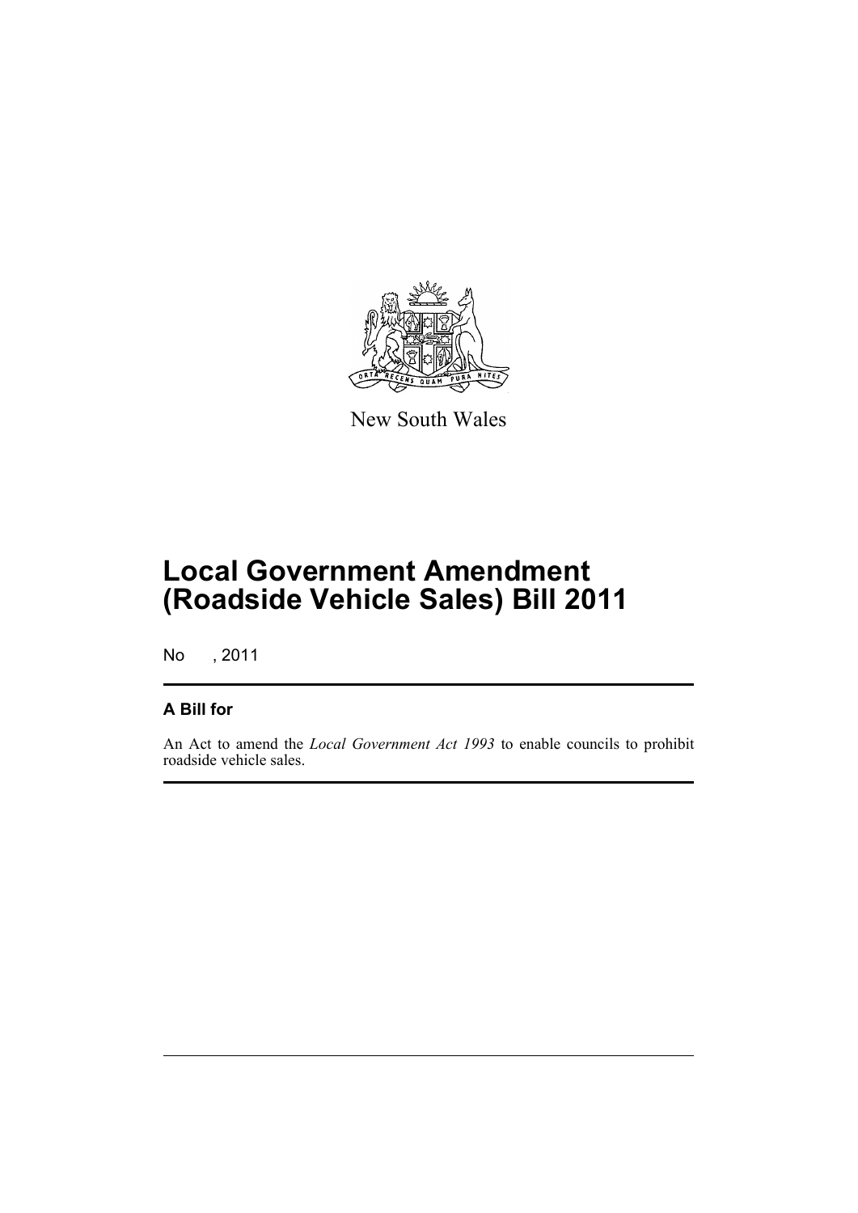New South Wales

# Local Government Amendment (Roadside Vehicle Sales) Bill 2011

No , 2011

## A Bill for

An Act to amend the *Local Government Act 1993* to enable councils to prohibit roadside vehicle sales.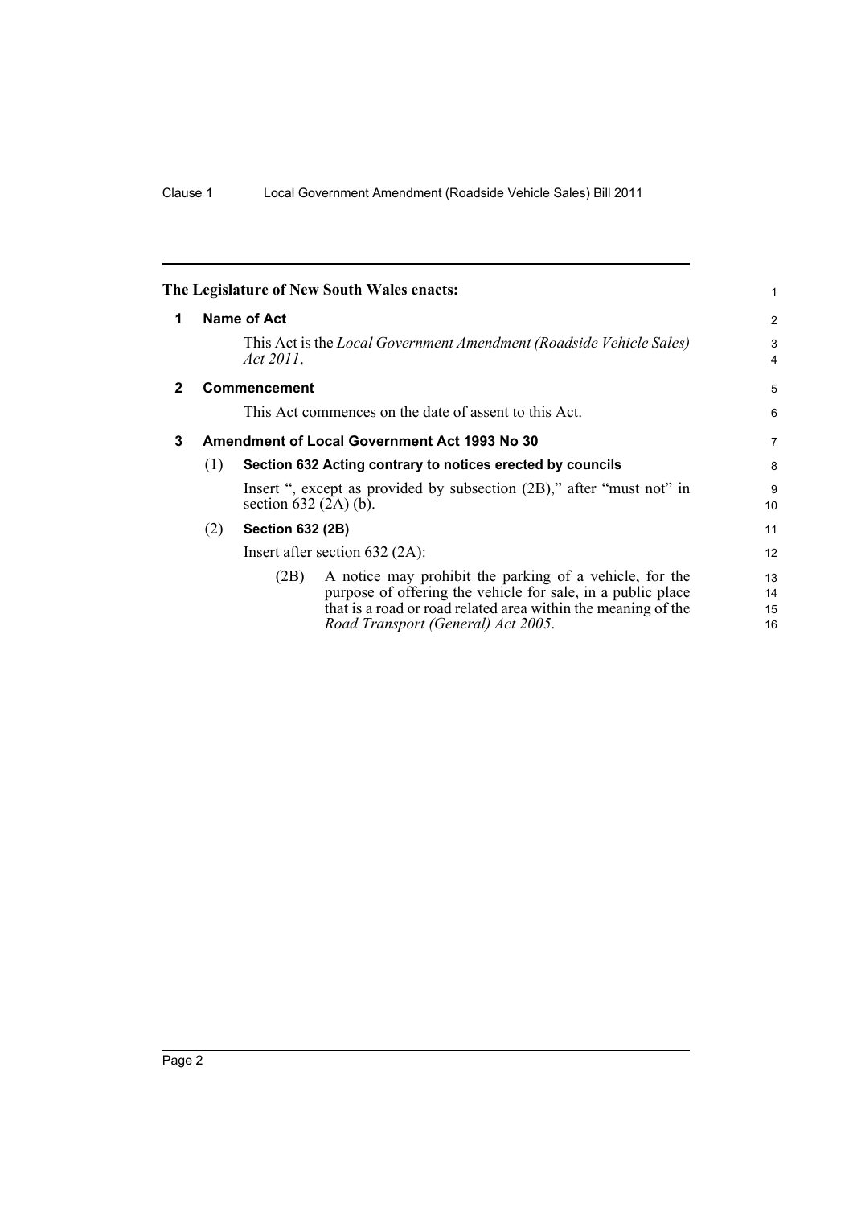**The Legislature of New South Wales enacts:**

## 1 Name of Act

This Act is the *Local Government Amendment (Roadside Vehicle Sales) Act 2011*.

## 2 Commencement

This Act commences on the date of assent to this Act.

## 3 Amendment of Local Government Act 1993 No 30

### (1) Section 632 Acting contrary to notices erected by councils

Insert ", except as provided by subsection (2B)," after "must not" in section 632 (2A) (b).

### (2) Section 632 (2B)

Insert after section 632 (2A):

(2B) A notice may prohibit the parking of a vehicle, for the purpose of offering the vehicle for sale, in a public place that is a road or road related area within the meaning of the *Road Transport (General) Act 2005*.